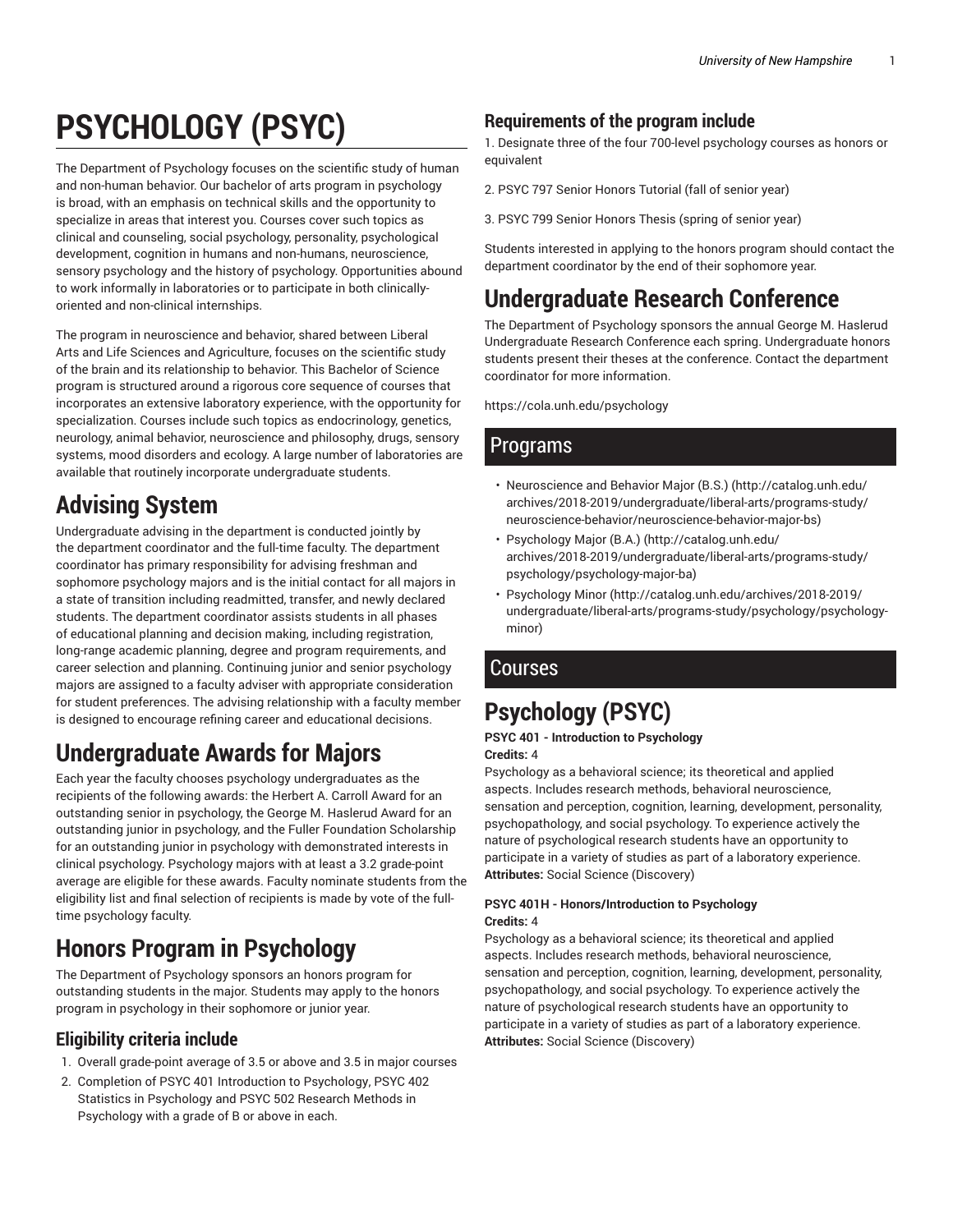# PSYCHOLOGY (PSYC)

The Department of Psychology focuses on the scientific study of human and non-human behavior. Our bachelor of arts program in psychology is broad, with an emphasis on technical skills and the opportunity to specialize in areas that interest you. Courses cover such topics as clinical and counseling, social psychology, personality, psychological development, cognition in humans and non-humans, neuroscience, sensory psychology and the history of psychology. Opportunities abound to work informally in laboratories or to participate in both clinically-oriented and non-clinical internships.

The program in neuroscience and behavior, shared between Liberal Arts and Life Sciences and Agriculture, focuses on the scientific study of the brain and its relationship to behavior. This Bachelor of Science program is structured around a rigorous core sequence of courses that incorporates an extensive laboratory experience, with the opportunity for specialization. Courses include such topics as endocrinology, genetics, neurology, animal behavior, neuroscience and philosophy, drugs, sensory systems, mood disorders and ecology. A large number of laboratories are available that routinely incorporate undergraduate students.

## Advising System

Undergraduate advising in the department is conducted jointly by the department coordinator and the full-time faculty. The department coordinator has primary responsibility for advising freshman and sophomore psychology majors and is the initial contact for all majors in a state of transition including readmitted, transfer, and newly declared students. The department coordinator assists students in all phases of educational planning and decision making, including registration, long-range academic planning, degree and program requirements, and career selection and planning. Continuing junior and senior psychology majors are assigned to a faculty adviser with appropriate consideration for student preferences. The advising relationship with a faculty member is designed to encourage refining career and educational decisions.

## Undergraduate Awards for Majors

Each year the faculty chooses psychology undergraduates as the recipients of the following awards: the Herbert A. Carroll Award for an outstanding senior in psychology, the George M. Haslerud Award for an outstanding junior in psychology, and the Fuller Foundation Scholarship for an outstanding junior in psychology with demonstrated interests in clinical psychology. Psychology majors with at least a 3.2 grade-point average are eligible for these awards. Faculty nominate students from the eligibility list and final selection of recipients is made by vote of the full-time psychology faculty.

## Honors Program in Psychology

The Department of Psychology sponsors an honors program for outstanding students in the major. Students may apply to the honors program in psychology in their sophomore or junior year.

### Eligibility criteria include

1. Overall grade-point average of 3.5 or above and 3.5 in major courses
2. Completion of PSYC 401 Introduction to Psychology, PSYC 402 Statistics in Psychology and PSYC 502 Research Methods in Psychology with a grade of B or above in each.

### Requirements of the program include

1. Designate three of the four 700-level psychology courses as honors or equivalent

2. PSYC 797 Senior Honors Tutorial (fall of senior year)

3. PSYC 799 Senior Honors Thesis (spring of senior year)

Students interested in applying to the honors program should contact the department coordinator by the end of their sophomore year.

## Undergraduate Research Conference

The Department of Psychology sponsors the annual George M. Haslerud Undergraduate Research Conference each spring. Undergraduate honors students present their theses at the conference. Contact the department coordinator for more information.

https://cola.unh.edu/psychology

## Programs

- Neuroscience and Behavior Major (B.S.) (http://catalog.unh.edu/archives/2018-2019/undergraduate/liberal-arts/programs-study/neuroscience-behavior/neuroscience-behavior-major-bs)
- Psychology Major (B.A.) (http://catalog.unh.edu/archives/2018-2019/undergraduate/liberal-arts/programs-study/psychology/psychology-major-ba)
- Psychology Minor (http://catalog.unh.edu/archives/2018-2019/undergraduate/liberal-arts/programs-study/psychology/psychology-minor)

## Courses

## Psychology (PSYC)

**PSYC 401 - Introduction to Psychology**
**Credits:** 4
Psychology as a behavioral science; its theoretical and applied aspects. Includes research methods, behavioral neuroscience, sensation and perception, cognition, learning, development, personality, psychopathology, and social psychology. To experience actively the nature of psychological research students have an opportunity to participate in a variety of studies as part of a laboratory experience.
**Attributes:** Social Science (Discovery)

**PSYC 401H - Honors/Introduction to Psychology**
**Credits:** 4
Psychology as a behavioral science; its theoretical and applied aspects. Includes research methods, behavioral neuroscience, sensation and perception, cognition, learning, development, personality, psychopathology, and social psychology. To experience actively the nature of psychological research students have an opportunity to participate in a variety of studies as part of a laboratory experience.
**Attributes:** Social Science (Discovery)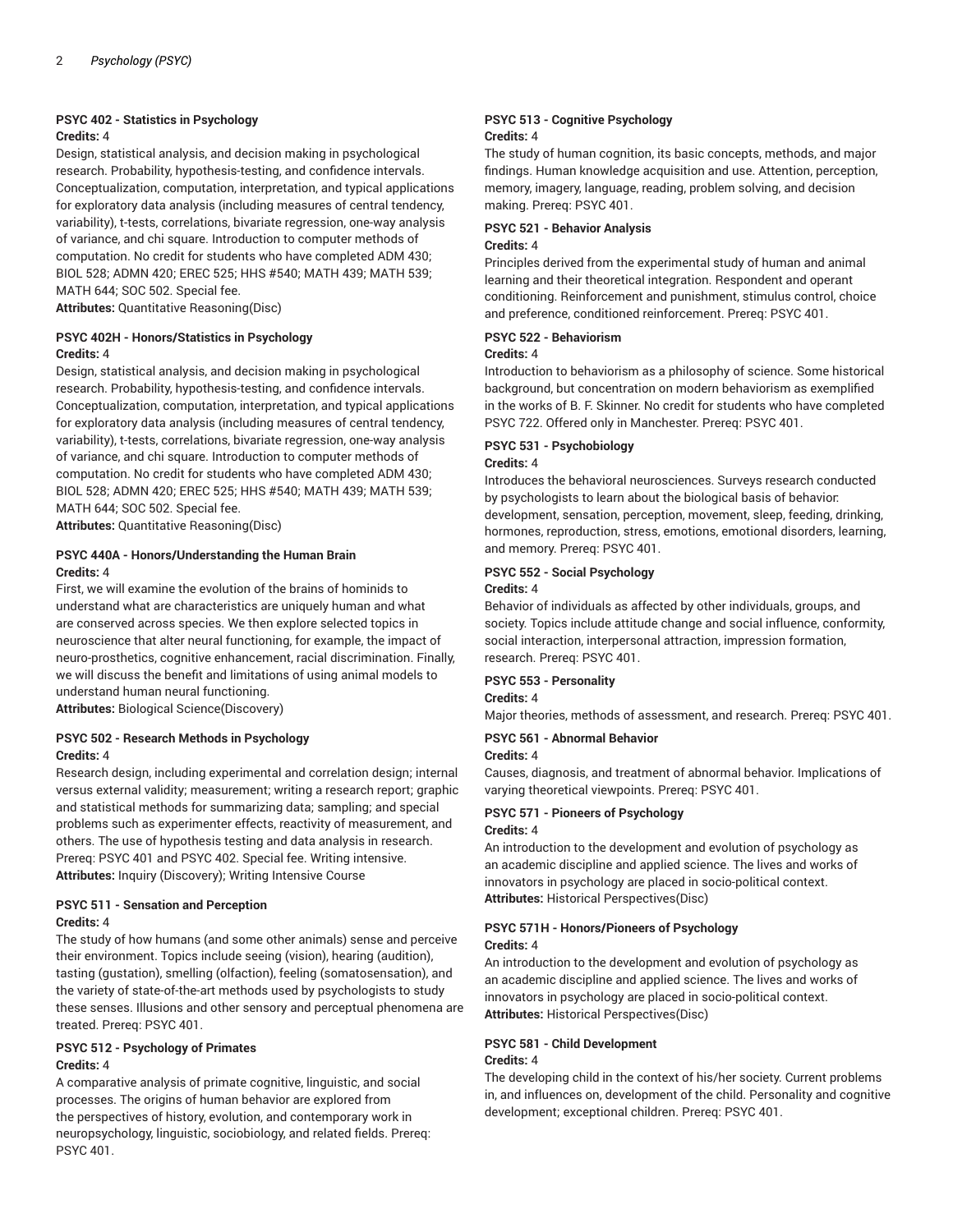### PSYC 402 - Statistics in Psychology

**Credits:** 4

Design, statistical analysis, and decision making in psychological research. Probability, hypothesis-testing, and confidence intervals. Conceptualization, computation, interpretation, and typical applications for exploratory data analysis (including measures of central tendency, variability), t-tests, correlations, bivariate regression, one-way analysis of variance, and chi square. Introduction to computer methods of computation. No credit for students who have completed ADM 430; BIOL 528; ADMN 420; EREC 525; HHS #540; MATH 439; MATH 539; MATH 644; SOC 502. Special fee.

**Attributes:** Quantitative Reasoning(Disc)

### PSYC 402H - Honors/Statistics in Psychology

**Credits:** 4

Design, statistical analysis, and decision making in psychological research. Probability, hypothesis-testing, and confidence intervals. Conceptualization, computation, interpretation, and typical applications for exploratory data analysis (including measures of central tendency, variability), t-tests, correlations, bivariate regression, one-way analysis of variance, and chi square. Introduction to computer methods of computation. No credit for students who have completed ADM 430; BIOL 528; ADMN 420; EREC 525; HHS #540; MATH 439; MATH 539; MATH 644; SOC 502. Special fee.

**Attributes:** Quantitative Reasoning(Disc)

### PSYC 440A - Honors/Understanding the Human Brain

**Credits:** 4

First, we will examine the evolution of the brains of hominids to understand what are characteristics are uniquely human and what are conserved across species. We then explore selected topics in neuroscience that alter neural functioning, for example, the impact of neuro-prosthetics, cognitive enhancement, racial discrimination. Finally, we will discuss the benefit and limitations of using animal models to understand human neural functioning.

**Attributes:** Biological Science(Discovery)

### PSYC 502 - Research Methods in Psychology

**Credits:** 4

Research design, including experimental and correlation design; internal versus external validity; measurement; writing a research report; graphic and statistical methods for summarizing data; sampling; and special problems such as experimenter effects, reactivity of measurement, and others. The use of hypothesis testing and data analysis in research. Prereq: PSYC 401 and PSYC 402. Special fee. Writing intensive.

**Attributes:** Inquiry (Discovery); Writing Intensive Course

### PSYC 511 - Sensation and Perception

**Credits:** 4

The study of how humans (and some other animals) sense and perceive their environment. Topics include seeing (vision), hearing (audition), tasting (gustation), smelling (olfaction), feeling (somatosensation), and the variety of state-of-the-art methods used by psychologists to study these senses. Illusions and other sensory and perceptual phenomena are treated. Prereq: PSYC 401.

### PSYC 512 - Psychology of Primates

**Credits:** 4

A comparative analysis of primate cognitive, linguistic, and social processes. The origins of human behavior are explored from the perspectives of history, evolution, and contemporary work in neuropsychology, linguistic, sociobiology, and related fields. Prereq: PSYC 401.

### PSYC 513 - Cognitive Psychology

**Credits:** 4

The study of human cognition, its basic concepts, methods, and major findings. Human knowledge acquisition and use. Attention, perception, memory, imagery, language, reading, problem solving, and decision making. Prereq: PSYC 401.

### PSYC 521 - Behavior Analysis

**Credits:** 4

Principles derived from the experimental study of human and animal learning and their theoretical integration. Respondent and operant conditioning. Reinforcement and punishment, stimulus control, choice and preference, conditioned reinforcement. Prereq: PSYC 401.

### PSYC 522 - Behaviorism

**Credits:** 4

Introduction to behaviorism as a philosophy of science. Some historical background, but concentration on modern behaviorism as exemplified in the works of B. F. Skinner. No credit for students who have completed PSYC 722. Offered only in Manchester. Prereq: PSYC 401.

### PSYC 531 - Psychobiology

**Credits:** 4

Introduces the behavioral neurosciences. Surveys research conducted by psychologists to learn about the biological basis of behavior: development, sensation, perception, movement, sleep, feeding, drinking, hormones, reproduction, stress, emotions, emotional disorders, learning, and memory. Prereq: PSYC 401.

### PSYC 552 - Social Psychology

**Credits:** 4

Behavior of individuals as affected by other individuals, groups, and society. Topics include attitude change and social influence, conformity, social interaction, interpersonal attraction, impression formation, research. Prereq: PSYC 401.

### PSYC 553 - Personality

**Credits:** 4

Major theories, methods of assessment, and research. Prereq: PSYC 401.

### PSYC 561 - Abnormal Behavior

**Credits:** 4

Causes, diagnosis, and treatment of abnormal behavior. Implications of varying theoretical viewpoints. Prereq: PSYC 401.

### PSYC 571 - Pioneers of Psychology

**Credits:** 4

An introduction to the development and evolution of psychology as an academic discipline and applied science. The lives and works of innovators in psychology are placed in socio-political context.

**Attributes:** Historical Perspectives(Disc)

### PSYC 571H - Honors/Pioneers of Psychology

**Credits:** 4

An introduction to the development and evolution of psychology as an academic discipline and applied science. The lives and works of innovators in psychology are placed in socio-political context.

**Attributes:** Historical Perspectives(Disc)

### PSYC 581 - Child Development

**Credits:** 4

The developing child in the context of his/her society. Current problems in, and influences on, development of the child. Personality and cognitive development; exceptional children. Prereq: PSYC 401.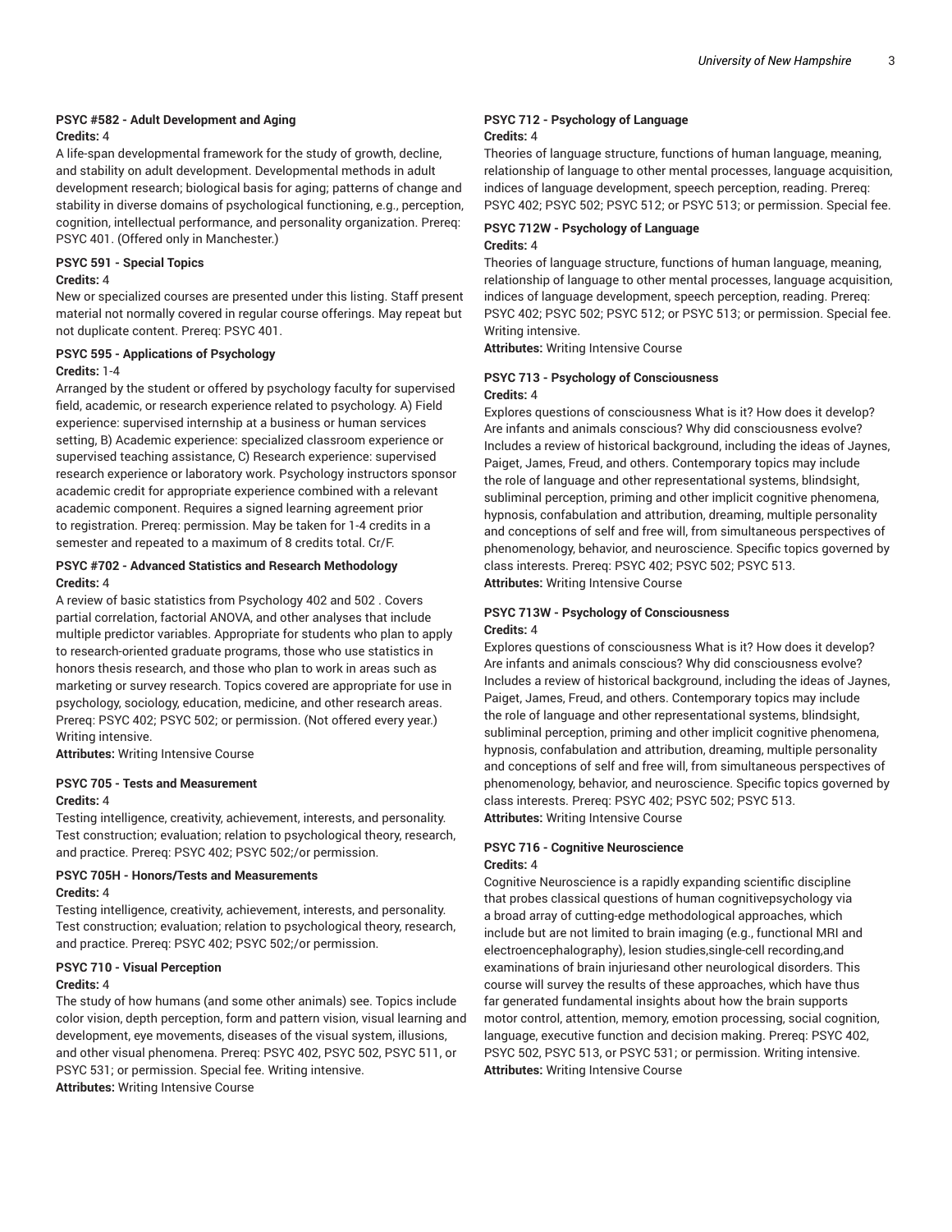#### PSYC #582 - Adult Development and Aging

**Credits:** 4

A life-span developmental framework for the study of growth, decline, and stability on adult development. Developmental methods in adult development research; biological basis for aging; patterns of change and stability in diverse domains of psychological functioning, e.g., perception, cognition, intellectual performance, and personality organization. Prereq: PSYC 401. (Offered only in Manchester.)

#### PSYC 591 - Special Topics

**Credits:** 4

New or specialized courses are presented under this listing. Staff present material not normally covered in regular course offerings. May repeat but not duplicate content. Prereq: PSYC 401.

#### PSYC 595 - Applications of Psychology

**Credits:** 1-4

Arranged by the student or offered by psychology faculty for supervised field, academic, or research experience related to psychology. A) Field experience: supervised internship at a business or human services setting, B) Academic experience: specialized classroom experience or supervised teaching assistance, C) Research experience: supervised research experience or laboratory work. Psychology instructors sponsor academic credit for appropriate experience combined with a relevant academic component. Requires a signed learning agreement prior to registration. Prereq: permission. May be taken for 1-4 credits in a semester and repeated to a maximum of 8 credits total. Cr/F.

#### PSYC #702 - Advanced Statistics and Research Methodology

**Credits:** 4

A review of basic statistics from Psychology 402 and 502 . Covers partial correlation, factorial ANOVA, and other analyses that include multiple predictor variables. Appropriate for students who plan to apply to research-oriented graduate programs, those who use statistics in honors thesis research, and those who plan to work in areas such as marketing or survey research. Topics covered are appropriate for use in psychology, sociology, education, medicine, and other research areas. Prereq: PSYC 402; PSYC 502; or permission. (Not offered every year.) Writing intensive.

**Attributes:** Writing Intensive Course

#### PSYC 705 - Tests and Measurement

**Credits:** 4

Testing intelligence, creativity, achievement, interests, and personality. Test construction; evaluation; relation to psychological theory, research, and practice. Prereq: PSYC 402; PSYC 502;/or permission.

#### PSYC 705H - Honors/Tests and Measurements

**Credits:** 4

Testing intelligence, creativity, achievement, interests, and personality. Test construction; evaluation; relation to psychological theory, research, and practice. Prereq: PSYC 402; PSYC 502;/or permission.

#### PSYC 710 - Visual Perception

**Credits:** 4

The study of how humans (and some other animals) see. Topics include color vision, depth perception, form and pattern vision, visual learning and development, eye movements, diseases of the visual system, illusions, and other visual phenomena. Prereq: PSYC 402, PSYC 502, PSYC 511, or PSYC 531; or permission. Special fee. Writing intensive.

**Attributes:** Writing Intensive Course

#### PSYC 712 - Psychology of Language

**Credits:** 4

Theories of language structure, functions of human language, meaning, relationship of language to other mental processes, language acquisition, indices of language development, speech perception, reading. Prereq: PSYC 402; PSYC 502; PSYC 512; or PSYC 513; or permission. Special fee.

#### PSYC 712W - Psychology of Language

**Credits:** 4

Theories of language structure, functions of human language, meaning, relationship of language to other mental processes, language acquisition, indices of language development, speech perception, reading. Prereq: PSYC 402; PSYC 502; PSYC 512; or PSYC 513; or permission. Special fee. Writing intensive.

**Attributes:** Writing Intensive Course

#### PSYC 713 - Psychology of Consciousness

**Credits:** 4

Explores questions of consciousness What is it? How does it develop? Are infants and animals conscious? Why did consciousness evolve? Includes a review of historical background, including the ideas of Jaynes, Paiget, James, Freud, and others. Contemporary topics may include the role of language and other representational systems, blindsight, subliminal perception, priming and other implicit cognitive phenomena, hypnosis, confabulation and attribution, dreaming, multiple personality and conceptions of self and free will, from simultaneous perspectives of phenomenology, behavior, and neuroscience. Specific topics governed by class interests. Prereq: PSYC 402; PSYC 502; PSYC 513.

**Attributes:** Writing Intensive Course

#### PSYC 713W - Psychology of Consciousness

**Credits:** 4

Explores questions of consciousness What is it? How does it develop? Are infants and animals conscious? Why did consciousness evolve? Includes a review of historical background, including the ideas of Jaynes, Paiget, James, Freud, and others. Contemporary topics may include the role of language and other representational systems, blindsight, subliminal perception, priming and other implicit cognitive phenomena, hypnosis, confabulation and attribution, dreaming, multiple personality and conceptions of self and free will, from simultaneous perspectives of phenomenology, behavior, and neuroscience. Specific topics governed by class interests. Prereq: PSYC 402; PSYC 502; PSYC 513.

**Attributes:** Writing Intensive Course

#### PSYC 716 - Cognitive Neuroscience

**Credits:** 4

Cognitive Neuroscience is a rapidly expanding scientific discipline that probes classical questions of human cognitivepsychology via a broad array of cutting-edge methodological approaches, which include but are not limited to brain imaging (e.g., functional MRI and electroencephalography), lesion studies,single-cell recording,and examinations of brain injuriesand other neurological disorders. This course will survey the results of these approaches, which have thus far generated fundamental insights about how the brain supports motor control, attention, memory, emotion processing, social cognition, language, executive function and decision making. Prereq: PSYC 402, PSYC 502, PSYC 513, or PSYC 531; or permission. Writing intensive.

**Attributes:** Writing Intensive Course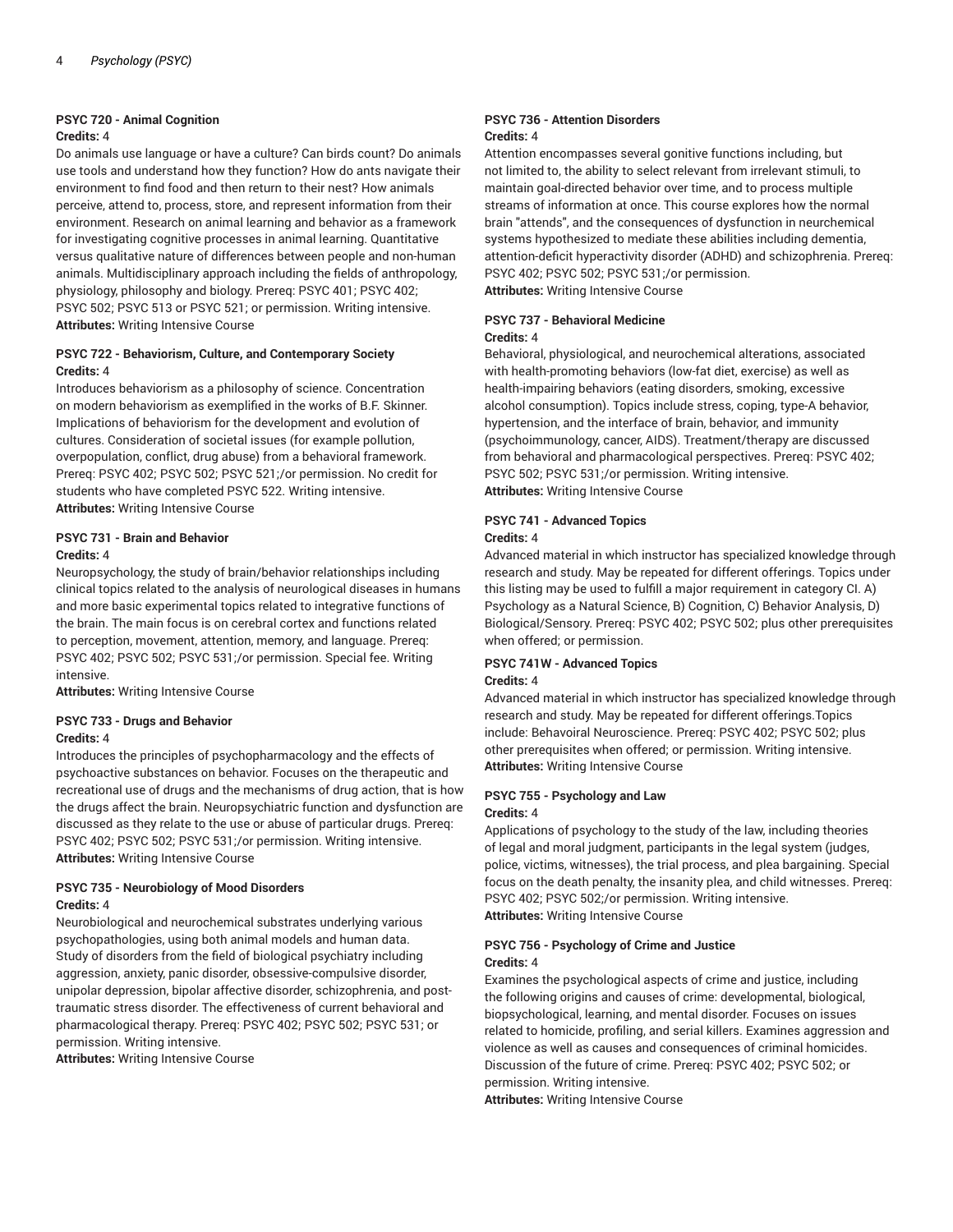### PSYC 720 - Animal Cognition

**Credits:** 4

Do animals use language or have a culture? Can birds count? Do animals use tools and understand how they function? How do ants navigate their environment to find food and then return to their nest? How animals perceive, attend to, process, store, and represent information from their environment. Research on animal learning and behavior as a framework for investigating cognitive processes in animal learning. Quantitative versus qualitative nature of differences between people and non-human animals. Multidisciplinary approach including the fields of anthropology, physiology, philosophy and biology. Prereq: PSYC 401; PSYC 402; PSYC 502; PSYC 513 or PSYC 521; or permission. Writing intensive.
**Attributes:** Writing Intensive Course

### PSYC 722 - Behaviorism, Culture, and Contemporary Society

**Credits:** 4

Introduces behaviorism as a philosophy of science. Concentration on modern behaviorism as exemplified in the works of B.F. Skinner. Implications of behaviorism for the development and evolution of cultures. Consideration of societal issues (for example pollution, overpopulation, conflict, drug abuse) from a behavioral framework. Prereq: PSYC 402; PSYC 502; PSYC 521;/or permission. No credit for students who have completed PSYC 522. Writing intensive.
**Attributes:** Writing Intensive Course

### PSYC 731 - Brain and Behavior

**Credits:** 4

Neuropsychology, the study of brain/behavior relationships including clinical topics related to the analysis of neurological diseases in humans and more basic experimental topics related to integrative functions of the brain. The main focus is on cerebral cortex and functions related to perception, movement, attention, memory, and language. Prereq: PSYC 402; PSYC 502; PSYC 531;/or permission. Special fee. Writing intensive.
**Attributes:** Writing Intensive Course

### PSYC 733 - Drugs and Behavior

**Credits:** 4

Introduces the principles of psychopharmacology and the effects of psychoactive substances on behavior. Focuses on the therapeutic and recreational use of drugs and the mechanisms of drug action, that is how the drugs affect the brain. Neuropsychiatric function and dysfunction are discussed as they relate to the use or abuse of particular drugs. Prereq: PSYC 402; PSYC 502; PSYC 531;/or permission. Writing intensive.
**Attributes:** Writing Intensive Course

### PSYC 735 - Neurobiology of Mood Disorders

**Credits:** 4

Neurobiological and neurochemical substrates underlying various psychopathologies, using both animal models and human data. Study of disorders from the field of biological psychiatry including aggression, anxiety, panic disorder, obsessive-compulsive disorder, unipolar depression, bipolar affective disorder, schizophrenia, and post-traumatic stress disorder. The effectiveness of current behavioral and pharmacological therapy. Prereq: PSYC 402; PSYC 502; PSYC 531; or permission. Writing intensive.
**Attributes:** Writing Intensive Course

### PSYC 736 - Attention Disorders

**Credits:** 4

Attention encompasses several gonitive functions including, but not limited to, the ability to select relevant from irrelevant stimuli, to maintain goal-directed behavior over time, and to process multiple streams of information at once. This course explores how the normal brain "attends", and the consequences of dysfunction in neurchemical systems hypothesized to mediate these abilities including dementia, attention-deficit hyperactivity disorder (ADHD) and schizophrenia. Prereq: PSYC 402; PSYC 502; PSYC 531;/or permission.
**Attributes:** Writing Intensive Course

### PSYC 737 - Behavioral Medicine

**Credits:** 4

Behavioral, physiological, and neurochemical alterations, associated with health-promoting behaviors (low-fat diet, exercise) as well as health-impairing behaviors (eating disorders, smoking, excessive alcohol consumption). Topics include stress, coping, type-A behavior, hypertension, and the interface of brain, behavior, and immunity (psychoimmunology, cancer, AIDS). Treatment/therapy are discussed from behavioral and pharmacological perspectives. Prereq: PSYC 402; PSYC 502; PSYC 531;/or permission. Writing intensive.
**Attributes:** Writing Intensive Course

### PSYC 741 - Advanced Topics

**Credits:** 4

Advanced material in which instructor has specialized knowledge through research and study. May be repeated for different offerings. Topics under this listing may be used to fulfill a major requirement in category CI. A) Psychology as a Natural Science, B) Cognition, C) Behavior Analysis, D) Biological/Sensory. Prereq: PSYC 402; PSYC 502; plus other prerequisites when offered; or permission.

### PSYC 741W - Advanced Topics

**Credits:** 4

Advanced material in which instructor has specialized knowledge through research and study. May be repeated for different offerings.Topics include: Behavoiral Neuroscience. Prereq: PSYC 402; PSYC 502; plus other prerequisites when offered; or permission. Writing intensive.
**Attributes:** Writing Intensive Course

### PSYC 755 - Psychology and Law

**Credits:** 4

Applications of psychology to the study of the law, including theories of legal and moral judgment, participants in the legal system (judges, police, victims, witnesses), the trial process, and plea bargaining. Special focus on the death penalty, the insanity plea, and child witnesses. Prereq: PSYC 402; PSYC 502;/or permission. Writing intensive.
**Attributes:** Writing Intensive Course

### PSYC 756 - Psychology of Crime and Justice

**Credits:** 4

Examines the psychological aspects of crime and justice, including the following origins and causes of crime: developmental, biological, biopsychological, learning, and mental disorder. Focuses on issues related to homicide, profiling, and serial killers. Examines aggression and violence as well as causes and consequences of criminal homicides. Discussion of the future of crime. Prereq: PSYC 402; PSYC 502; or permission. Writing intensive.
**Attributes:** Writing Intensive Course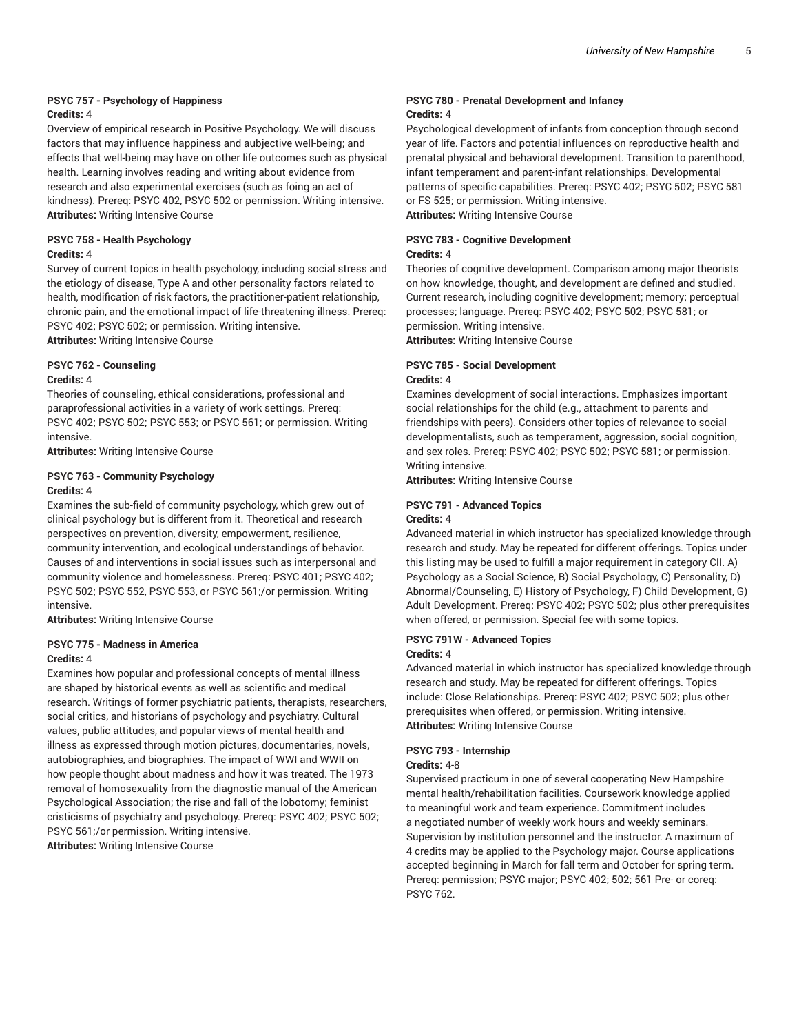### PSYC 757 - Psychology of Happiness

**Credits:** 4

Overview of empirical research in Positive Psychology. We will discuss factors that may influence happiness and aubjective well-being; and effects that well-being may have on other life outcomes such as physical health. Learning involves reading and writing about evidence from research and also experimental exercises (such as foing an act of kindness). Prereq: PSYC 402, PSYC 502 or permission. Writing intensive.

**Attributes:** Writing Intensive Course

### PSYC 758 - Health Psychology

**Credits:** 4

Survey of current topics in health psychology, including social stress and the etiology of disease, Type A and other personality factors related to health, modification of risk factors, the practitioner-patient relationship, chronic pain, and the emotional impact of life-threatening illness. Prereq: PSYC 402; PSYC 502; or permission. Writing intensive.

**Attributes:** Writing Intensive Course

### PSYC 762 - Counseling

**Credits:** 4

Theories of counseling, ethical considerations, professional and paraprofessional activities in a variety of work settings. Prereq: PSYC 402; PSYC 502; PSYC 553; or PSYC 561; or permission. Writing intensive.

**Attributes:** Writing Intensive Course

### PSYC 763 - Community Psychology

**Credits:** 4

Examines the sub-field of community psychology, which grew out of clinical psychology but is different from it. Theoretical and research perspectives on prevention, diversity, empowerment, resilience, community intervention, and ecological understandings of behavior. Causes of and interventions in social issues such as interpersonal and community violence and homelessness. Prereq: PSYC 401; PSYC 402; PSYC 502; PSYC 552, PSYC 553, or PSYC 561;/or permission. Writing intensive.

**Attributes:** Writing Intensive Course

### PSYC 775 - Madness in America

**Credits:** 4

Examines how popular and professional concepts of mental illness are shaped by historical events as well as scientific and medical research. Writings of former psychiatric patients, therapists, researchers, social critics, and historians of psychology and psychiatry. Cultural values, public attitudes, and popular views of mental health and illness as expressed through motion pictures, documentaries, novels, autobiographies, and biographies. The impact of WWI and WWII on how people thought about madness and how it was treated. The 1973 removal of homosexuality from the diagnostic manual of the American Psychological Association; the rise and fall of the lobotomy; feminist cristicisms of psychiatry and psychology. Prereq: PSYC 402; PSYC 502; PSYC 561;/or permission. Writing intensive.

**Attributes:** Writing Intensive Course

### PSYC 780 - Prenatal Development and Infancy

**Credits:** 4

Psychological development of infants from conception through second year of life. Factors and potential influences on reproductive health and prenatal physical and behavioral development. Transition to parenthood, infant temperament and parent-infant relationships. Developmental patterns of specific capabilities. Prereq: PSYC 402; PSYC 502; PSYC 581 or FS 525; or permission. Writing intensive.

**Attributes:** Writing Intensive Course

### PSYC 783 - Cognitive Development

**Credits:** 4

Theories of cognitive development. Comparison among major theorists on how knowledge, thought, and development are defined and studied. Current research, including cognitive development; memory; perceptual processes; language. Prereq: PSYC 402; PSYC 502; PSYC 581; or permission. Writing intensive.

**Attributes:** Writing Intensive Course

### PSYC 785 - Social Development

**Credits:** 4

Examines development of social interactions. Emphasizes important social relationships for the child (e.g., attachment to parents and friendships with peers). Considers other topics of relevance to social developmentalists, such as temperament, aggression, social cognition, and sex roles. Prereq: PSYC 402; PSYC 502; PSYC 581; or permission. Writing intensive.

**Attributes:** Writing Intensive Course

### PSYC 791 - Advanced Topics

**Credits:** 4

Advanced material in which instructor has specialized knowledge through research and study. May be repeated for different offerings. Topics under this listing may be used to fulfill a major requirement in category CII. A) Psychology as a Social Science, B) Social Psychology, C) Personality, D) Abnormal/Counseling, E) History of Psychology, F) Child Development, G) Adult Development. Prereq: PSYC 402; PSYC 502; plus other prerequisites when offered, or permission. Special fee with some topics.

### PSYC 791W - Advanced Topics

**Credits:** 4

Advanced material in which instructor has specialized knowledge through research and study. May be repeated for different offerings. Topics include: Close Relationships. Prereq: PSYC 402; PSYC 502; plus other prerequisites when offered, or permission. Writing intensive.

**Attributes:** Writing Intensive Course

### PSYC 793 - Internship

**Credits:** 4-8

Supervised practicum in one of several cooperating New Hampshire mental health/rehabilitation facilities. Coursework knowledge applied to meaningful work and team experience. Commitment includes a negotiated number of weekly work hours and weekly seminars. Supervision by institution personnel and the instructor. A maximum of 4 credits may be applied to the Psychology major. Course applications accepted beginning in March for fall term and October for spring term. Prereq: permission; PSYC major; PSYC 402; 502; 561 Pre- or coreq: PSYC 762.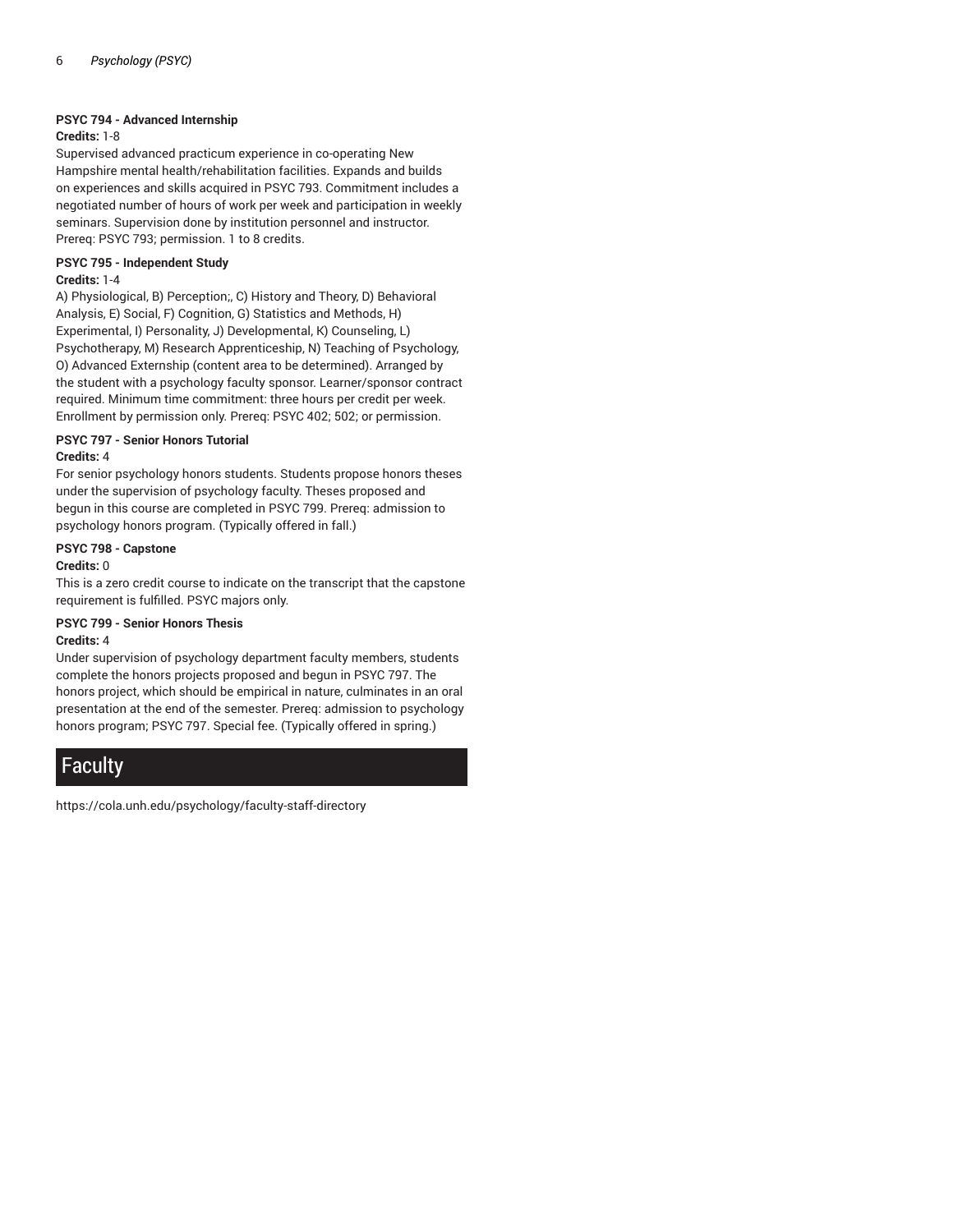**PSYC 794 - Advanced Internship**

**Credits:** 1-8

Supervised advanced practicum experience in co-operating New Hampshire mental health/rehabilitation facilities. Expands and builds on experiences and skills acquired in PSYC 793. Commitment includes a negotiated number of hours of work per week and participation in weekly seminars. Supervision done by institution personnel and instructor. Prereq: PSYC 793; permission. 1 to 8 credits.

**PSYC 795 - Independent Study**

**Credits:** 1-4

A) Physiological, B) Perception;, C) History and Theory, D) Behavioral Analysis, E) Social, F) Cognition, G) Statistics and Methods, H) Experimental, I) Personality, J) Developmental, K) Counseling, L) Psychotherapy, M) Research Apprenticeship, N) Teaching of Psychology, O) Advanced Externship (content area to be determined). Arranged by the student with a psychology faculty sponsor. Learner/sponsor contract required. Minimum time commitment: three hours per credit per week. Enrollment by permission only. Prereq: PSYC 402; 502; or permission.

**PSYC 797 - Senior Honors Tutorial**

**Credits:** 4

For senior psychology honors students. Students propose honors theses under the supervision of psychology faculty. Theses proposed and begun in this course are completed in PSYC 799. Prereq: admission to psychology honors program. (Typically offered in fall.)

**PSYC 798 - Capstone**

**Credits:** 0

This is a zero credit course to indicate on the transcript that the capstone requirement is fulfilled. PSYC majors only.

**PSYC 799 - Senior Honors Thesis**

**Credits:** 4

Under supervision of psychology department faculty members, students complete the honors projects proposed and begun in PSYC 797. The honors project, which should be empirical in nature, culminates in an oral presentation at the end of the semester. Prereq: admission to psychology honors program; PSYC 797. Special fee. (Typically offered in spring.)

## Faculty

https://cola.unh.edu/psychology/faculty-staff-directory